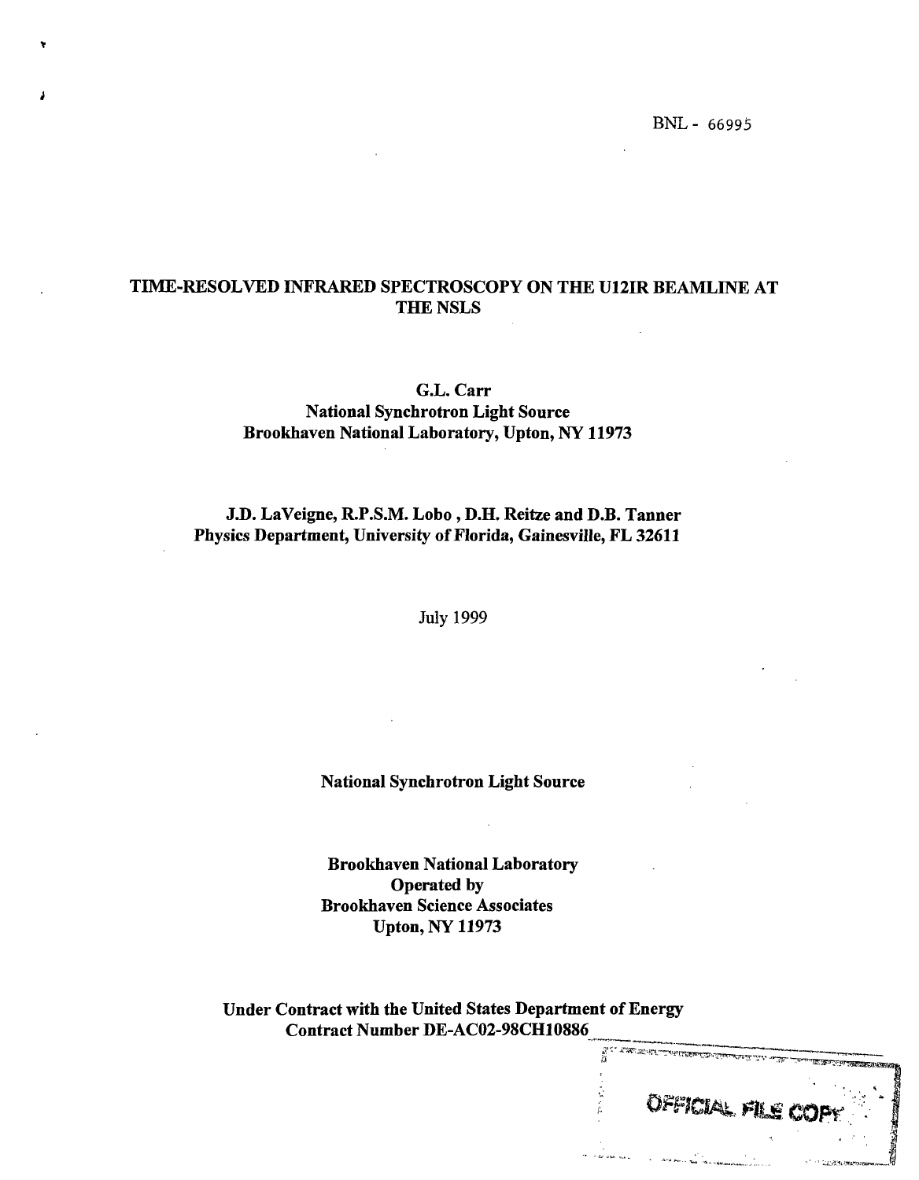BNL - 66995

# TIME-RESOLVED INFRARED SPECTROSCOPY ON THE U12IR BEAMLINE AT THE NSLS

**G.L. Carr**
**National Synchrotron Light Source**
**Brookhaven National Laboratory, Upton, NY 11973**

**J.D. LaVeigne, R.P.S.M. Lobo , D.H. Reitze and D.B. Tanner**
**Physics Department, University of Florida, Gainesville, FL 32611**

July 1999

**National Synchrotron Light Source**

**Brookhaven National Laboratory**
**Operated by**
**Brookhaven Science Associates**
**Upton, NY 11973**

**Under Contract with the United States Department of Energy**
**Contract Number DE-AC02-98CH10886**

OFFICIAL FILE COPY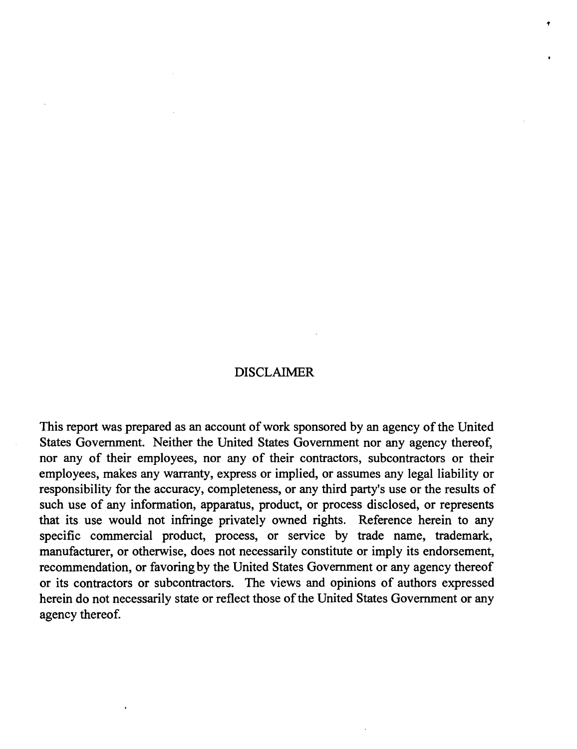# DISCLAIMER

This report was prepared as an account of work sponsored by an agency of the United States Government. Neither the United States Government nor any agency thereof, nor any of their employees, nor any of their contractors, subcontractors or their employees, makes any warranty, express or implied, or assumes any legal liability or responsibility for the accuracy, completeness, or any third party's use or the results of such use of any information, apparatus, product, or process disclosed, or represents that its use would not infringe privately owned rights. Reference herein to any specific commercial product, process, or service by trade name, trademark, manufacturer, or otherwise, does not necessarily constitute or imply its endorsement, recommendation, or favoring by the United States Government or any agency thereof or its contractors or subcontractors. The views and opinions of authors expressed herein do not necessarily state or reflect those of the United States Government or any agency thereof.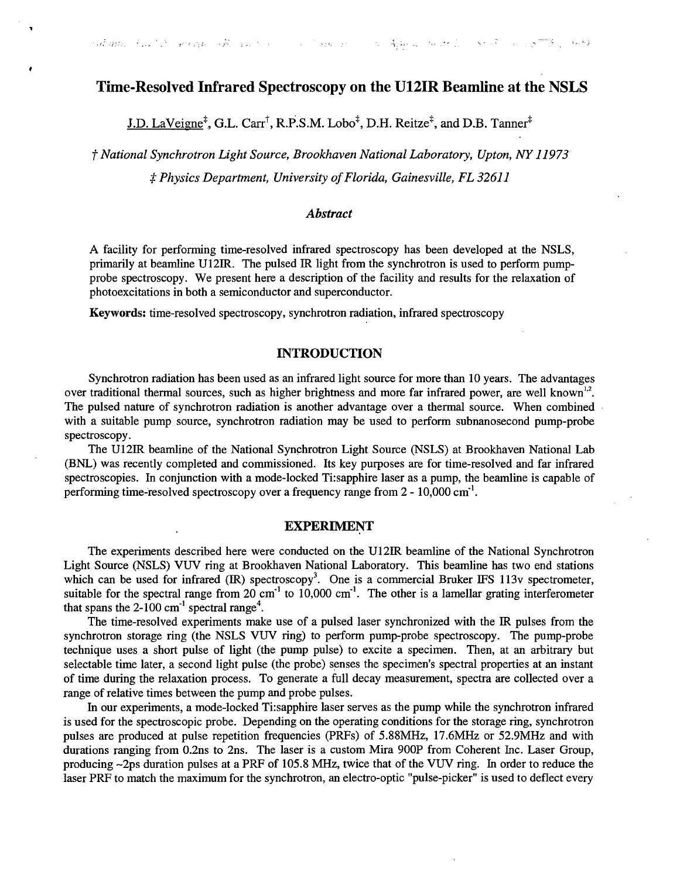# Time-Resolved Infrared Spectroscopy on the U12IR Beamline at the NSLS

J.D. LaVeigne[‡], G.L. Carr[†], R.P.S.M. Lobo[‡], D.H. Reitze[‡], and D.B. Tanner[‡]

*† National Synchrotron Light Source, Brookhaven National Laboratory, Upton, NY 11973*

*‡ Physics Department, University of Florida, Gainesville, FL 32611*

### *Abstract*

A facility for performing time-resolved infrared spectroscopy has been developed at the NSLS, primarily at beamline U12IR. The pulsed IR light from the synchrotron is used to perform pump-probe spectroscopy. We present here a description of the facility and results for the relaxation of photoexcitations in both a semiconductor and superconductor.

**Keywords:** time-resolved spectroscopy, synchrotron radiation, infrared spectroscopy

## INTRODUCTION

Synchrotron radiation has been used as an infrared light source for more than 10 years. The advantages over traditional thermal sources, such as higher brightness and more far infrared power, are well known[1,2]. The pulsed nature of synchrotron radiation is another advantage over a thermal source. When combined with a suitable pump source, synchrotron radiation may be used to perform subnanosecond pump-probe spectroscopy.

The U12IR beamline of the National Synchrotron Light Source (NSLS) at Brookhaven National Lab (BNL) was recently completed and commissioned. Its key purposes are for time-resolved and far infrared spectroscopies. In conjunction with a mode-locked Ti:sapphire laser as a pump, the beamline is capable of performing time-resolved spectroscopy over a frequency range from 2 - 10,000 $cm^{-1}$.

## EXPERIMENT

The experiments described here were conducted on the U12IR beamline of the National Synchrotron Light Source (NSLS) VUV ring at Brookhaven National Laboratory. This beamline has two end stations which can be used for infrared (IR) spectroscopy[3]. One is a commercial Bruker IFS 113v spectrometer, suitable for the spectral range from 20 $cm^{-1}$ to 10,000 $cm^{-1}$. The other is a lamellar grating interferometer that spans the 2-100 $cm^{-1}$ spectral range[4].

The time-resolved experiments make use of a pulsed laser synchronized with the IR pulses from the synchrotron storage ring (the NSLS VUV ring) to perform pump-probe spectroscopy. The pump-probe technique uses a short pulse of light (the pump pulse) to excite a specimen. Then, at an arbitrary but selectable time later, a second light pulse (the probe) senses the specimen's spectral properties at an instant of time during the relaxation process. To generate a full decay measurement, spectra are collected over a range of relative times between the pump and probe pulses.

In our experiments, a mode-locked Ti:sapphire laser serves as the pump while the synchrotron infrared is used for the spectroscopic probe. Depending on the operating conditions for the storage ring, synchrotron pulses are produced at pulse repetition frequencies (PRFs) of 5.88MHz, 17.6MHz or 52.9MHz and with durations ranging from 0.2ns to 2ns. The laser is a custom Mira 900P from Coherent Inc. Laser Group, producing ~2ps duration pulses at a PRF of 105.8 MHz, twice that of the VUV ring. In order to reduce the laser PRF to match the maximum for the synchrotron, an electro-optic "pulse-picker" is used to deflect every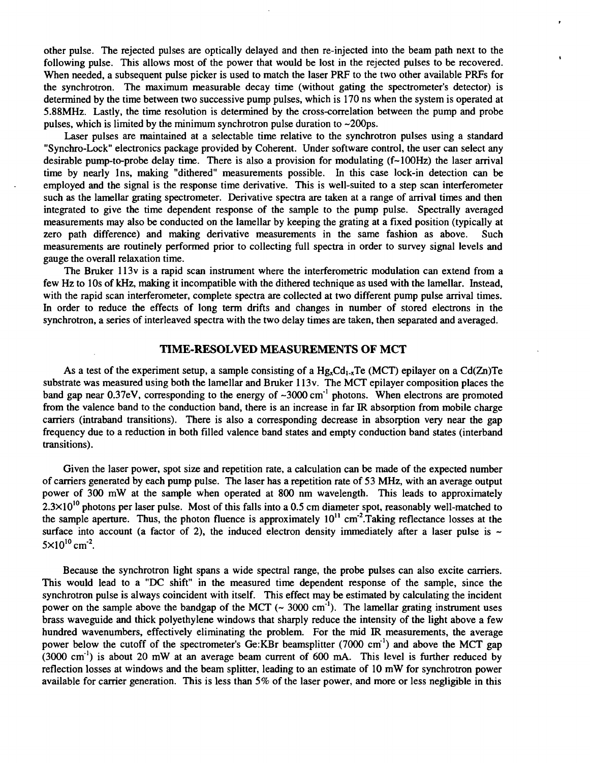other pulse. The rejected pulses are optically delayed and then re-injected into the beam path next to the following pulse. This allows most of the power that would be lost in the rejected pulses to be recovered. When needed, a subsequent pulse picker is used to match the laser PRF to the two other available PRFs for the synchrotron. The maximum measurable decay time (without gating the spectrometer's detector) is determined by the time between two successive pump pulses, which is 170 ns when the system is operated at 5.88MHz. Lastly, the time resolution is determined by the cross-correlation between the pump and probe pulses, which is limited by the minimum synchrotron pulse duration to ~200ps.

Laser pulses are maintained at a selectable time relative to the synchrotron pulses using a standard "Synchro-Lock" electronics package provided by Coherent. Under software control, the user can select any desirable pump-to-probe delay time. There is also a provision for modulating (f~100Hz) the laser arrival time by nearly 1ns, making "dithered" measurements possible. In this case lock-in detection can be employed and the signal is the response time derivative. This is well-suited to a step scan interferometer such as the lamellar grating spectrometer. Derivative spectra are taken at a range of arrival times and then integrated to give the time dependent response of the sample to the pump pulse. Spectrally averaged measurements may also be conducted on the lamellar by keeping the grating at a fixed position (typically at zero path difference) and making derivative measurements in the same fashion as above. Such measurements are routinely performed prior to collecting full spectra in order to survey signal levels and gauge the overall relaxation time.

The Bruker 113v is a rapid scan instrument where the interferometric modulation can extend from a few Hz to 10s of kHz, making it incompatible with the dithered technique as used with the lamellar. Instead, with the rapid scan interferometer, complete spectra are collected at two different pump pulse arrival times. In order to reduce the effects of long term drifts and changes in number of stored electrons in the synchrotron, a series of interleaved spectra with the two delay times are taken, then separated and averaged.

## TIME-RESOLVED MEASUREMENTS OF MCT

As a test of the experiment setup, a sample consisting of a $Hg_xCd_{1-x}Te$ (MCT) epilayer on a Cd(Zn)Te substrate was measured using both the lamellar and Bruker 113v. The MCT epilayer composition places the band gap near 0.37eV, corresponding to the energy of ~3000 $cm^{-1}$ photons. When electrons are promoted from the valence band to the conduction band, there is an increase in far IR absorption from mobile charge carriers (intraband transitions). There is also a corresponding decrease in absorption very near the gap frequency due to a reduction in both filled valence band states and empty conduction band states (interband transitions).

Given the laser power, spot size and repetition rate, a calculation can be made of the expected number of carriers generated by each pump pulse. The laser has a repetition rate of 53 MHz, with an average output power of 300 mW at the sample when operated at 800 nm wavelength. This leads to approximately $2.3\times10^{10}$ photons per laser pulse. Most of this falls into a 0.5 cm diameter spot, reasonably well-matched to the sample aperture. Thus, the photon fluence is approximately $10^{11}$ $cm^{-2}$.Taking reflectance losses at the surface into account (a factor of 2), the induced electron density immediately after a laser pulse is ~ $5\times10^{10}$ $cm^{-2}$.

Because the synchrotron light spans a wide spectral range, the probe pulses can also excite carriers. This would lead to a "DC shift" in the measured time dependent response of the sample, since the synchrotron pulse is always coincident with itself. This effect may be estimated by calculating the incident power on the sample above the bandgap of the MCT (~ 3000 $cm^{-1}$). The lamellar grating instrument uses brass waveguide and thick polyethylene windows that sharply reduce the intensity of the light above a few hundred wavenumbers, effectively eliminating the problem. For the mid IR measurements, the average power below the cutoff of the spectrometer's Ge:KBr beamsplitter (7000 $cm^{-1}$) and above the MCT gap (3000 $cm^{-1}$) is about 20 mW at an average beam current of 600 mA. This level is further reduced by reflection losses at windows and the beam splitter, leading to an estimate of 10 mW for synchrotron power available for carrier generation. This is less than 5% of the laser power, and more or less negligible in this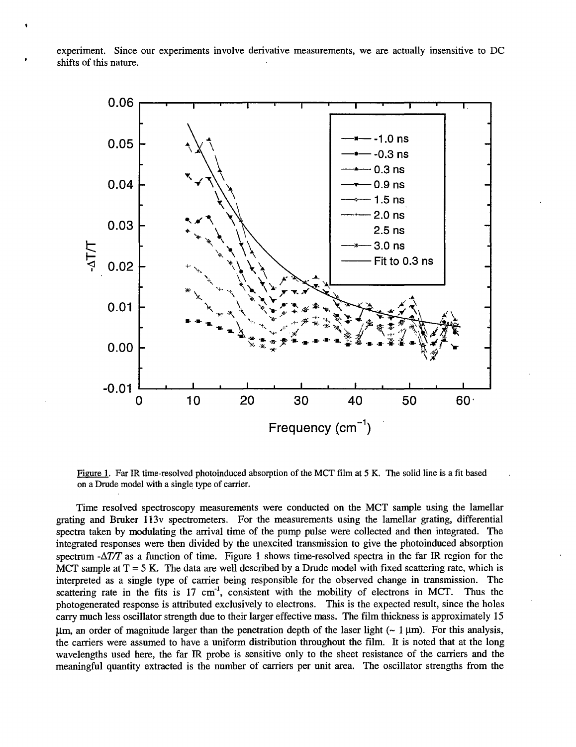experiment. Since our experiments involve derivative measurements, we are actually insensitive to DC shifts of this nature.

Figure 1. Far IR time-resolved photoinduced absorption of the MCT film at 5 K. The solid line is a fit based on a Drude model with a single type of carrier.

Time resolved spectroscopy measurements were conducted on the MCT sample using the lamellar grating and Bruker 113v spectrometers. For the measurements using the lamellar grating, differential spectra taken by modulating the arrival time of the pump pulse were collected and then integrated. The integrated responses were then divided by the unexcited transmission to give the photoinduced absorption spectrum $-\Delta T/T$ as a function of time. Figure 1 shows time-resolved spectra in the far IR region for the MCT sample at T = 5 K. The data are well described by a Drude model with fixed scattering rate, which is interpreted as a single type of carrier being responsible for the observed change in transmission. The scattering rate in the fits is 17 $cm^{-1}$, consistent with the mobility of electrons in MCT. Thus the photogenerated response is attributed exclusively to electrons. This is the expected result, since the holes carry much less oscillator strength due to their larger effective mass. The film thickness is approximately 15 μm, an order of magnitude larger than the penetration depth of the laser light (~ 1 μm). For this analysis, the carriers were assumed to have a uniform distribution throughout the film. It is noted that at the long wavelengths used here, the far IR probe is sensitive only to the sheet resistance of the carriers and the meaningful quantity extracted is the number of carriers per unit area. The oscillator strengths from the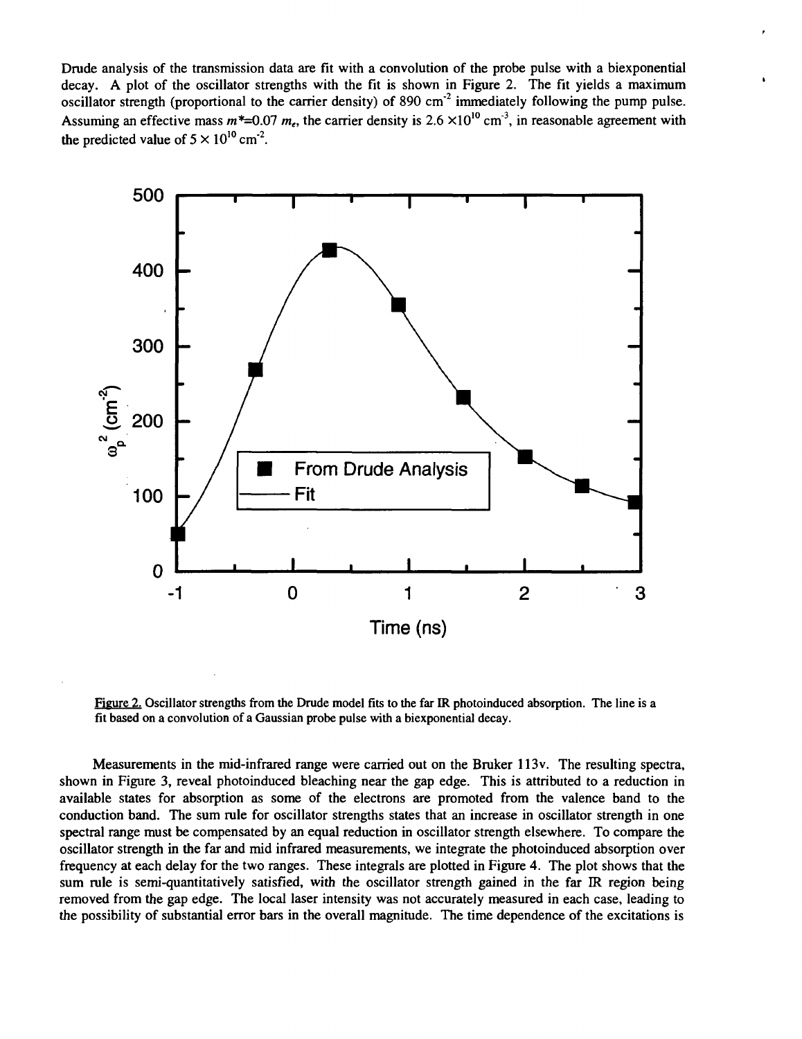Drude analysis of the transmission data are fit with a convolution of the probe pulse with a biexponential decay. A plot of the oscillator strengths with the fit is shown in Figure 2. The fit yields a maximum oscillator strength (proportional to the carrier density) of 890 $cm^{-2}$ immediately following the pump pulse. Assuming an effective mass $m^*$=0.07 $m_e$, the carrier density is 2.6 $\times 10^{10}$ $cm^{-3}$, in reasonable agreement with the predicted value of 5 $\times$ $10^{10}$ $cm^{-2}$.

Figure 2. Oscillator strengths from the Drude model fits to the far IR photoinduced absorption. The line is a fit based on a convolution of a Gaussian probe pulse with a biexponential decay.

Measurements in the mid-infrared range were carried out on the Bruker 113v. The resulting spectra, shown in Figure 3, reveal photoinduced bleaching near the gap edge. This is attributed to a reduction in available states for absorption as some of the electrons are promoted from the valence band to the conduction band. The sum rule for oscillator strengths states that an increase in oscillator strength in one spectral range must be compensated by an equal reduction in oscillator strength elsewhere. To compare the oscillator strength in the far and mid infrared measurements, we integrate the photoinduced absorption over frequency at each delay for the two ranges. These integrals are plotted in Figure 4. The plot shows that the sum rule is semi-quantitatively satisfied, with the oscillator strength gained in the far IR region being removed from the gap edge. The local laser intensity was not accurately measured in each case, leading to the possibility of substantial error bars in the overall magnitude. The time dependence of the excitations is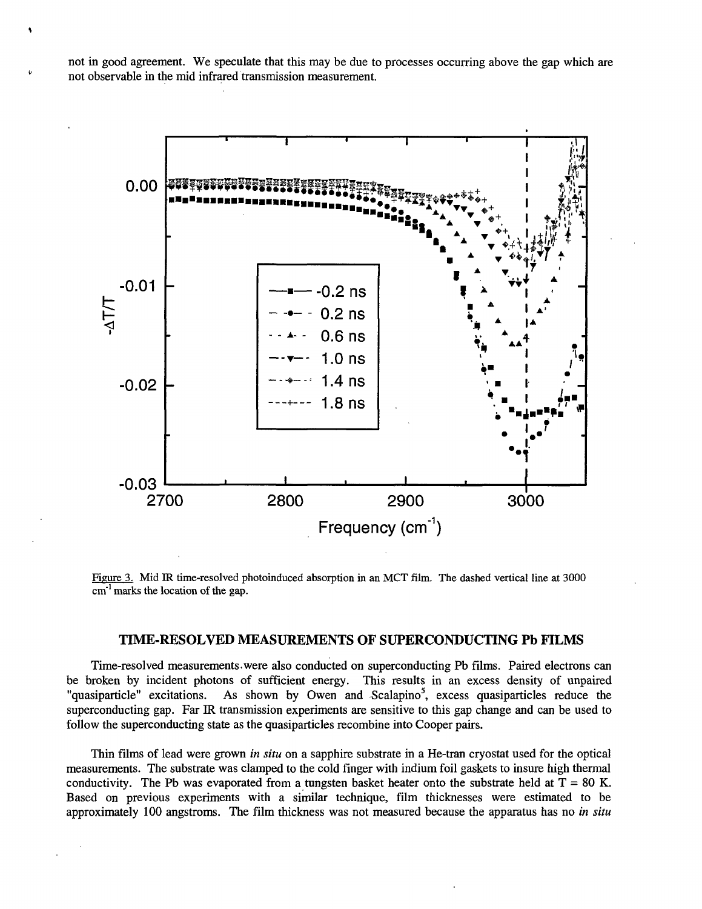not in good agreement. We speculate that this may be due to processes occurring above the gap which are not observable in the mid infrared transmission measurement.

Figure 3. Mid IR time-resolved photoinduced absorption in an MCT film. The dashed vertical line at 3000 $cm^{-1}$ marks the location of the gap.

## TIME-RESOLVED MEASUREMENTS OF SUPERCONDUCTING Pb FILMS

Time-resolved measurements were also conducted on superconducting Pb films. Paired electrons can be broken by incident photons of sufficient energy. This results in an excess density of unpaired "quasiparticle" excitations. As shown by Owen and Scalapino[5], excess quasiparticles reduce the superconducting gap. Far IR transmission experiments are sensitive to this gap change and can be used to follow the superconducting state as the quasiparticles recombine into Cooper pairs.

Thin films of lead were grown *in situ* on a sapphire substrate in a He-tran cryostat used for the optical measurements. The substrate was clamped to the cold finger with indium foil gaskets to insure high thermal conductivity. The Pb was evaporated from a tungsten basket heater onto the substrate held at T = 80 K. Based on previous experiments with a similar technique, film thicknesses were estimated to be approximately 100 angstroms. The film thickness was not measured because the apparatus has no *in situ*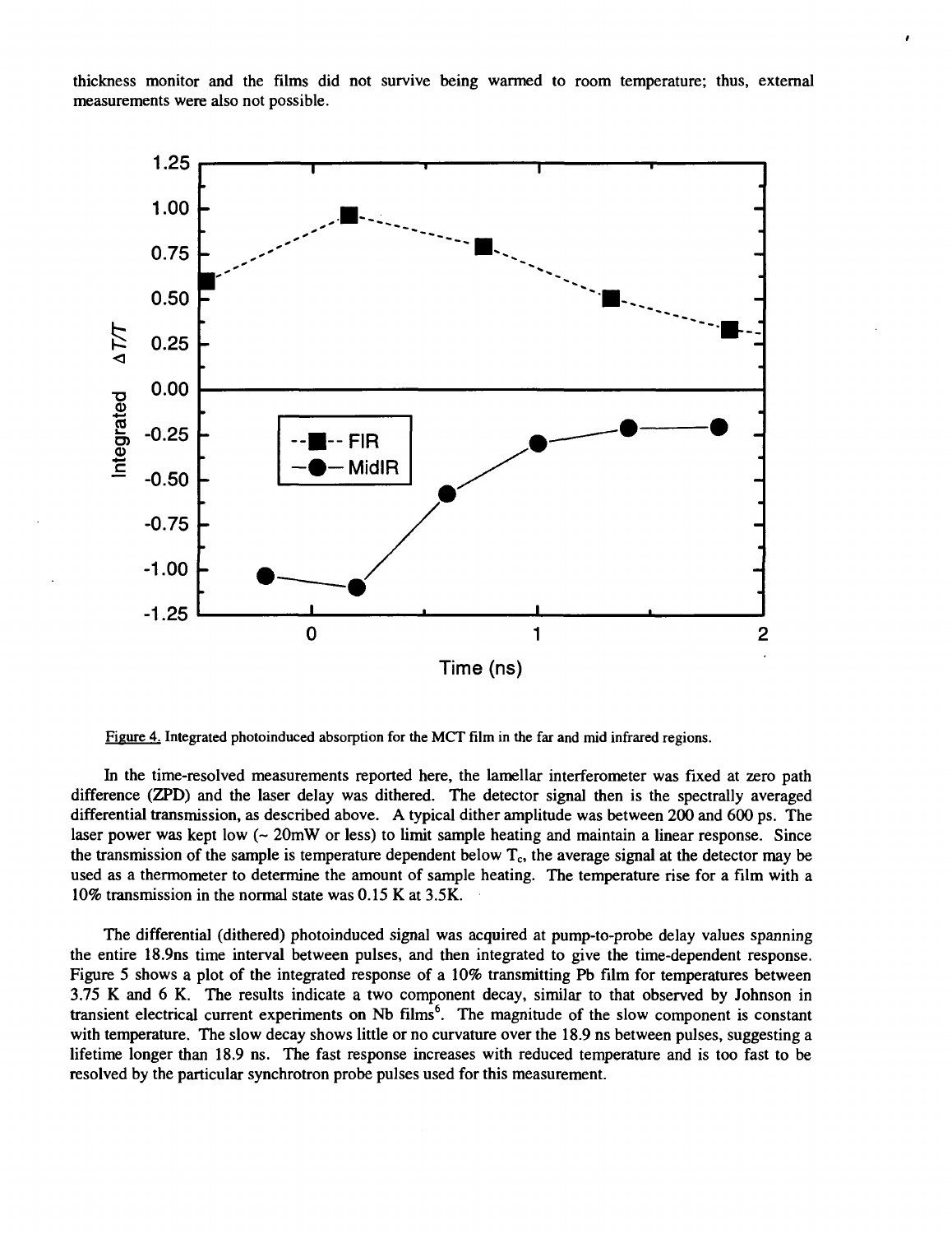thickness monitor and the films did not survive being warmed to room temperature; thus, external measurements were also not possible.

Figure 4. Integrated photoinduced absorption for the MCT film in the far and mid infrared regions.

In the time-resolved measurements reported here, the lamellar interferometer was fixed at zero path difference (ZPD) and the laser delay was dithered. The detector signal then is the spectrally averaged differential transmission, as described above. A typical dither amplitude was between 200 and 600 ps. The laser power was kept low (~ 20mW or less) to limit sample heating and maintain a linear response. Since the transmission of the sample is temperature dependent below $T_c$, the average signal at the detector may be used as a thermometer to determine the amount of sample heating. The temperature rise for a film with a 10% transmission in the normal state was 0.15 K at 3.5K.

The differential (dithered) photoinduced signal was acquired at pump-to-probe delay values spanning the entire 18.9ns time interval between pulses, and then integrated to give the time-dependent response. Figure 5 shows a plot of the integrated response of a 10% transmitting Pb film for temperatures between 3.75 K and 6 K. The results indicate a two component decay, similar to that observed by Johnson in transient electrical current experiments on Nb films[6]. The magnitude of the slow component is constant with temperature. The slow decay shows little or no curvature over the 18.9 ns between pulses, suggesting a lifetime longer than 18.9 ns. The fast response increases with reduced temperature and is too fast to be resolved by the particular synchrotron probe pulses used for this measurement.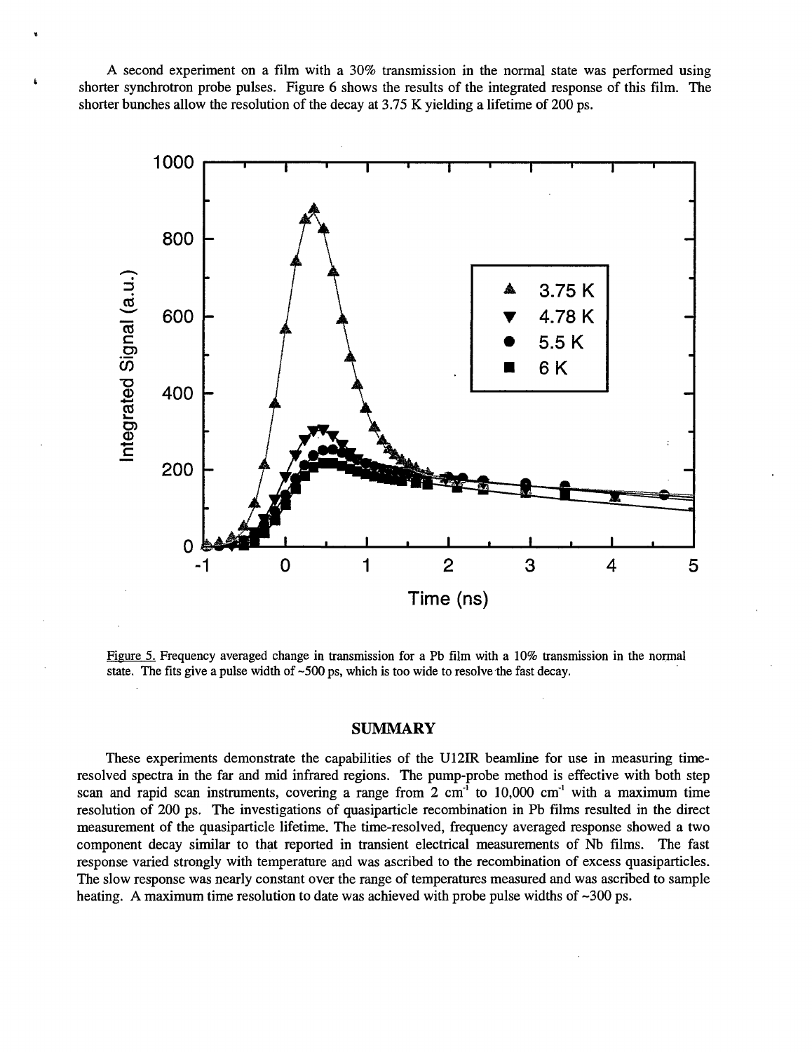A second experiment on a film with a 30% transmission in the normal state was performed using shorter synchrotron probe pulses. Figure 6 shows the results of the integrated response of this film. The shorter bunches allow the resolution of the decay at 3.75 K yielding a lifetime of 200 ps.

Figure 5. Frequency averaged change in transmission for a Pb film with a 10% transmission in the normal state. The fits give a pulse width of ~500 ps, which is too wide to resolve the fast decay.

## SUMMARY

These experiments demonstrate the capabilities of the U12IR beamline for use in measuring time-resolved spectra in the far and mid infrared regions. The pump-probe method is effective with both step scan and rapid scan instruments, covering a range from 2 $cm^{-1}$ to 10,000 $cm^{-1}$ with a maximum time resolution of 200 ps. The investigations of quasiparticle recombination in Pb films resulted in the direct measurement of the quasiparticle lifetime. The time-resolved, frequency averaged response showed a two component decay similar to that reported in transient electrical measurements of Nb films. The fast response varied strongly with temperature and was ascribed to the recombination of excess quasiparticles. The slow response was nearly constant over the range of temperatures measured and was ascribed to sample heating. A maximum time resolution to date was achieved with probe pulse widths of ~300 ps.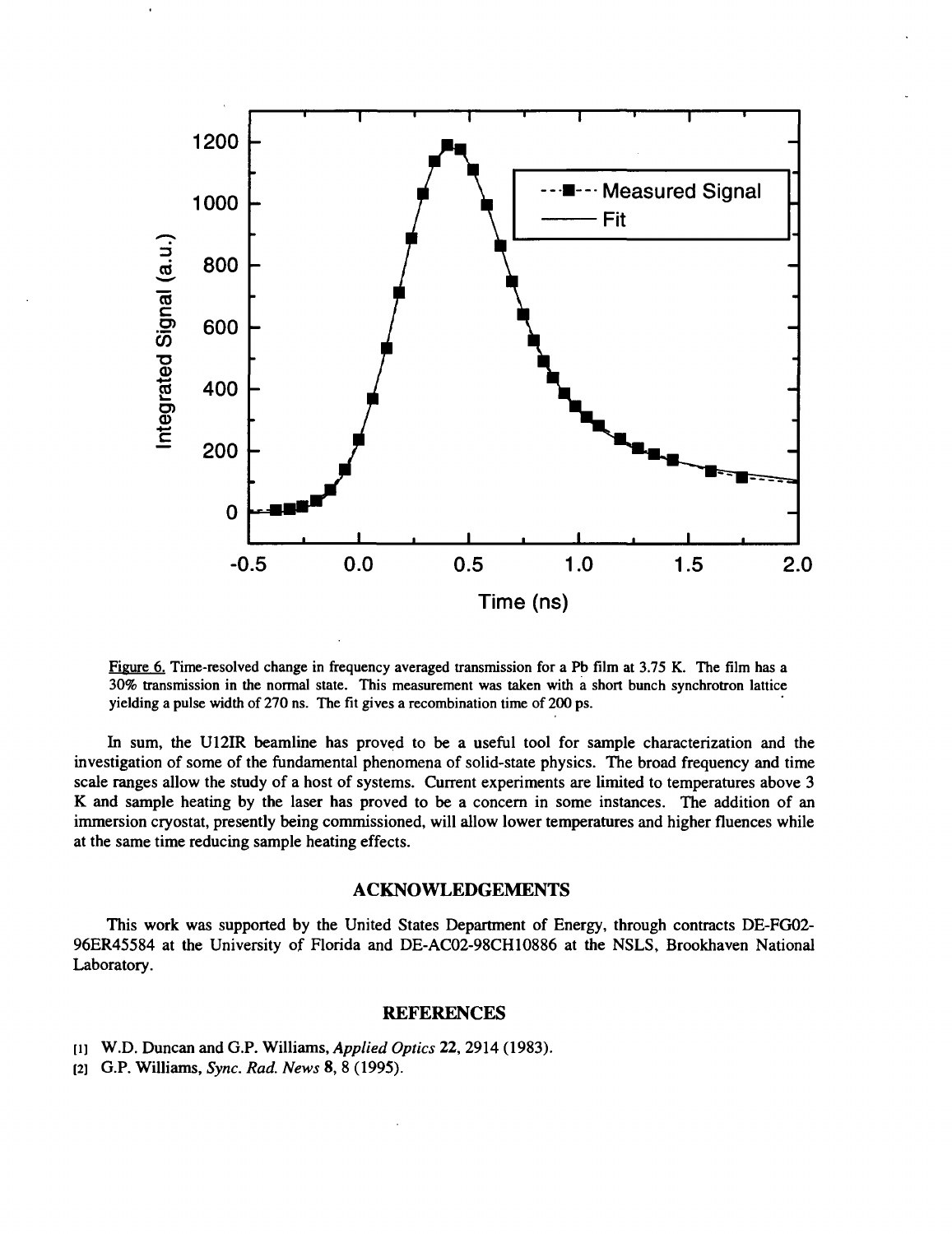Figure 6. Time-resolved change in frequency averaged transmission for a Pb film at 3.75 K. The film has a 30% transmission in the normal state. This measurement was taken with a short bunch synchrotron lattice yielding a pulse width of 270 ns. The fit gives a recombination time of 200 ps.

In sum, the U12IR beamline has proved to be a useful tool for sample characterization and the investigation of some of the fundamental phenomena of solid-state physics. The broad frequency and time scale ranges allow the study of a host of systems. Current experiments are limited to temperatures above 3 K and sample heating by the laser has proved to be a concern in some instances. The addition of an immersion cryostat, presently being commissioned, will allow lower temperatures and higher fluences while at the same time reducing sample heating effects.

## ACKNOWLEDGEMENTS

This work was supported by the United States Department of Energy, through contracts DE-FG02-96ER45584 at the University of Florida and DE-AC02-98CH10886 at the NSLS, Brookhaven National Laboratory.

## REFERENCES

[1] W.D. Duncan and G.P. Williams, *Applied Optics* **22**, 2914 (1983).

[2] G.P. Williams, *Sync. Rad. News* **8**, 8 (1995).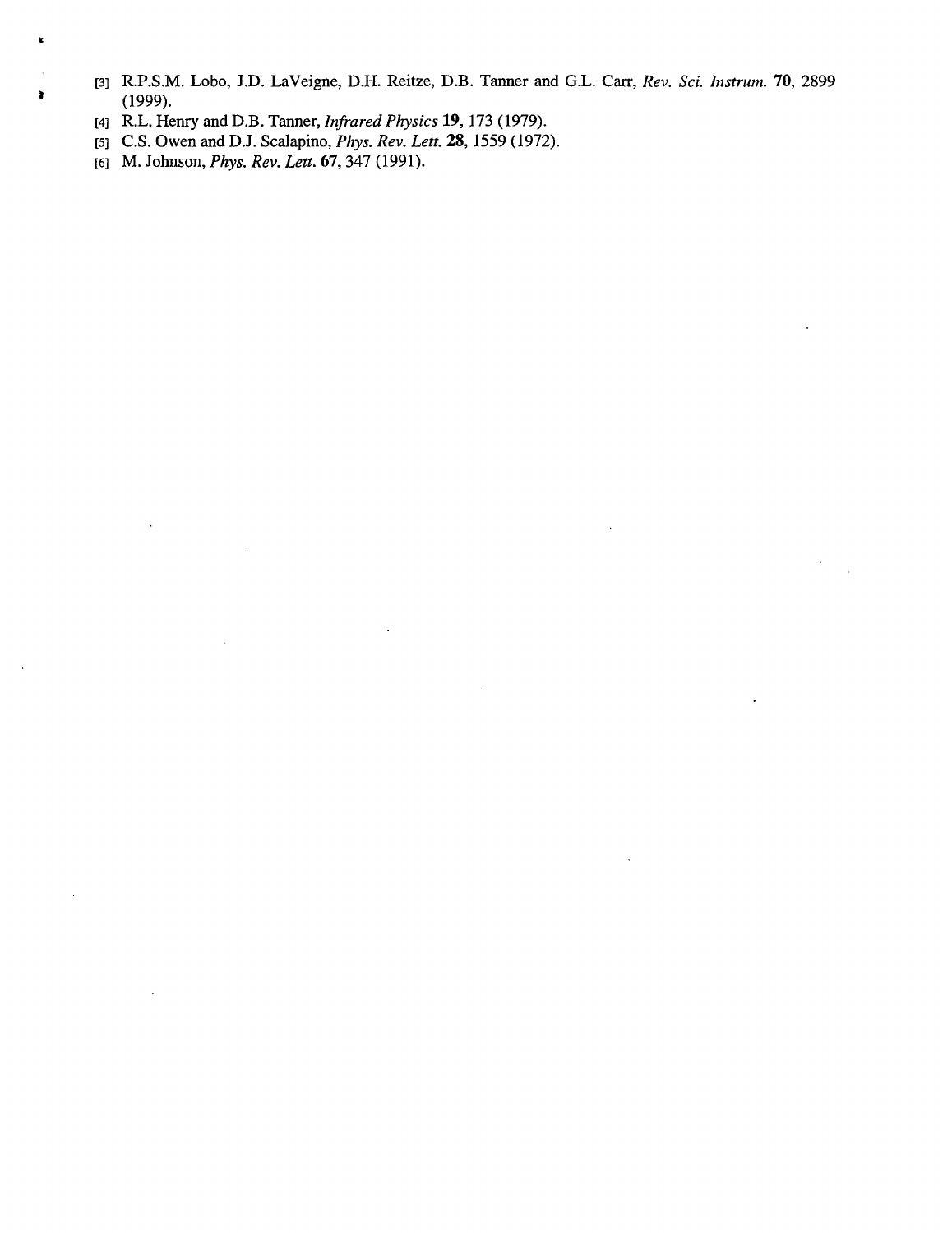[3] R.P.S.M. Lobo, J.D. LaVeigne, D.H. Reitze, D.B. Tanner and G.L. Carr, *Rev. Sci. Instrum.* **70**, 2899 (1999).

[4] R.L. Henry and D.B. Tanner, *Infrared Physics* **19**, 173 (1979).

[5] C.S. Owen and D.J. Scalapino, *Phys. Rev. Lett.* **28**, 1559 (1972).

[6] M. Johnson, *Phys. Rev. Lett.* **67**, 347 (1991).